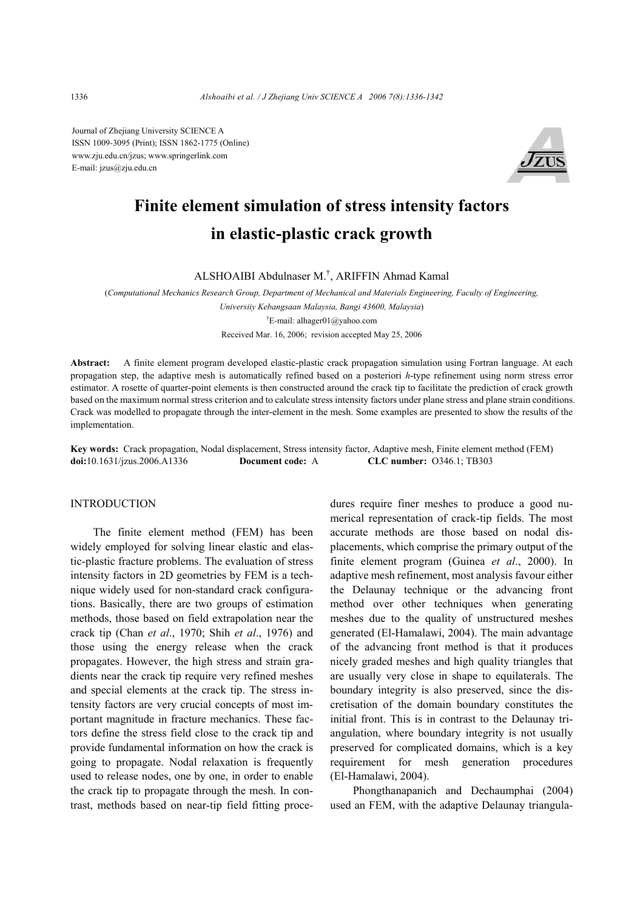Journal of Zhejiang University SCIENCE A
ISSN 1009-3095 (Print); ISSN 1862-1775 (Online)
www.zju.edu.cn/jzus; www.springerlink.com
E-mail: jzus@zju.edu.cn

# Finite element simulation of stress intensity factors in elastic-plastic crack growth

ALSHOAIBI Abdulnaser M.[†], ARIFFIN Ahmad Kamal

(*Computational Mechanics Research Group, Department of Mechanical and Materials Engineering, Faculty of Engineering, Universiiy Kebangsaan Malaysia, Bangi 43600, Malaysia*)

[†]E-mail: alhager01@yahoo.com

Received Mar. 16, 2006; revision accepted May 25, 2006

**Abstract:** A finite element program developed elastic-plastic crack propagation simulation using Fortran language. At each propagation step, the adaptive mesh is automatically refined based on a posteriori *h*-type refinement using norm stress error estimator. A rosette of quarter-point elements is then constructed around the crack tip to facilitate the prediction of crack growth based on the maximum normal stress criterion and to calculate stress intensity factors under plane stress and plane strain conditions. Crack was modelled to propagate through the inter-element in the mesh. Some examples are presented to show the results of the implementation.

**Key words:** Crack propagation, Nodal displacement, Stress intensity factor, Adaptive mesh, Finite element method (FEM)
**doi:**10.1631/jzus.2006.A1336 **Document code:** A **CLC number:** O346.1; TB303

## INTRODUCTION

The finite element method (FEM) has been widely employed for solving linear elastic and elastic-plastic fracture problems. The evaluation of stress intensity factors in 2D geometries by FEM is a technique widely used for non-standard crack configurations. Basically, there are two groups of estimation methods, those based on field extrapolation near the crack tip (Chan *et al*., 1970; Shih *et al*., 1976) and those using the energy release when the crack propagates. However, the high stress and strain gradients near the crack tip require very refined meshes and special elements at the crack tip. The stress intensity factors are very crucial concepts of most important magnitude in fracture mechanics. These factors define the stress field close to the crack tip and provide fundamental information on how the crack is going to propagate. Nodal relaxation is frequently used to release nodes, one by one, in order to enable the crack tip to propagate through the mesh. In contrast, methods based on near-tip field fitting procedures require finer meshes to produce a good numerical representation of crack-tip fields. The most accurate methods are those based on nodal displacements, which comprise the primary output of the finite element program (Guinea *et al*., 2000). In adaptive mesh refinement, most analysis favour either the Delaunay technique or the advancing front method over other techniques when generating meshes due to the quality of unstructured meshes generated (El-Hamalawi, 2004). The main advantage of the advancing front method is that it produces nicely graded meshes and high quality triangles that are usually very close in shape to equilaterals. The boundary integrity is also preserved, since the discretisation of the domain boundary constitutes the initial front. This is in contrast to the Delaunay triangulation, where boundary integrity is not usually preserved for complicated domains, which is a key requirement for mesh generation procedures (El-Hamalawi, 2004).

Phongthanapanich and Dechaumphai (2004) used an FEM, with the adaptive Delaunay triangula-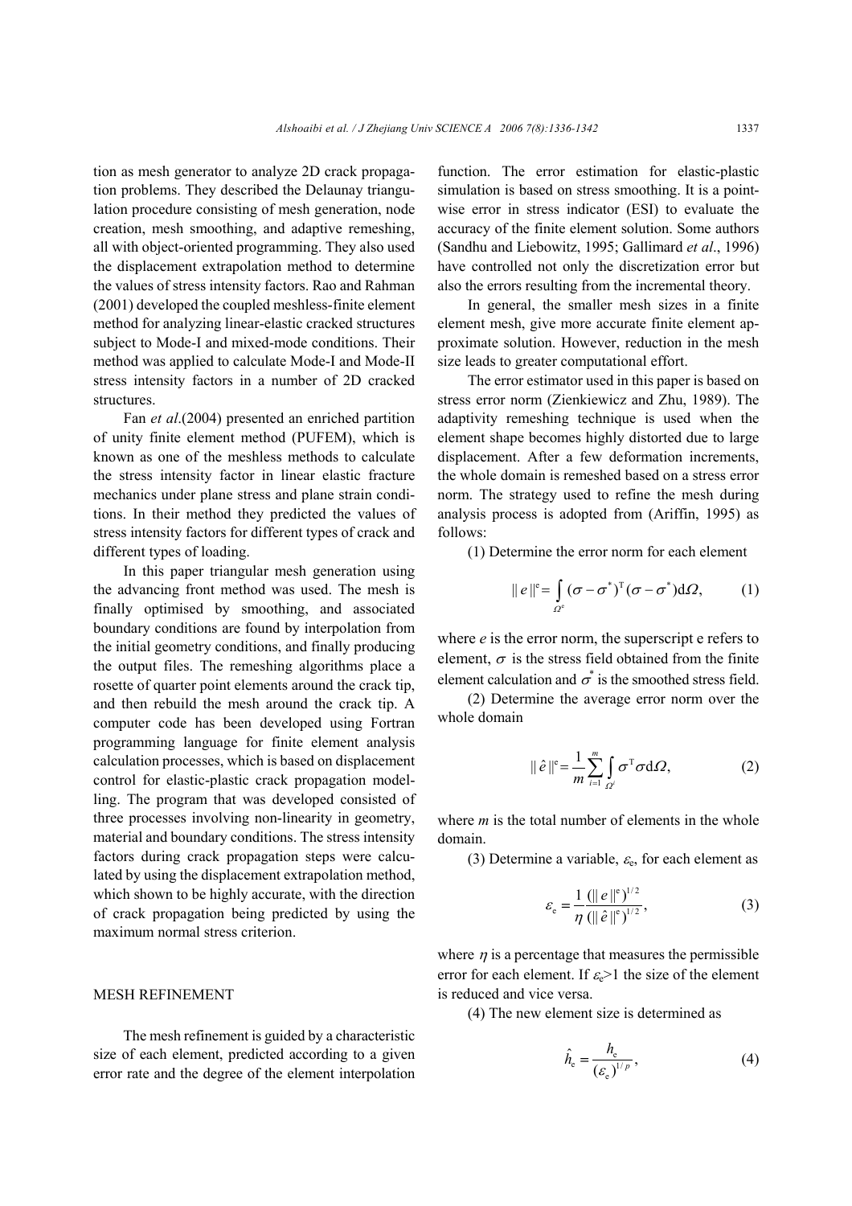tion as mesh generator to analyze 2D crack propagation problems. They described the Delaunay triangulation procedure consisting of mesh generation, node creation, mesh smoothing, and adaptive remeshing, all with object-oriented programming. They also used the displacement extrapolation method to determine the values of stress intensity factors. Rao and Rahman (2001) developed the coupled meshless-finite element method for analyzing linear-elastic cracked structures subject to Mode-I and mixed-mode conditions. Their method was applied to calculate Mode-I and Mode-II stress intensity factors in a number of 2D cracked structures.

Fan *et al*.(2004) presented an enriched partition of unity finite element method (PUFEM), which is known as one of the meshless methods to calculate the stress intensity factor in linear elastic fracture mechanics under plane stress and plane strain conditions. In their method they predicted the values of stress intensity factors for different types of crack and different types of loading.

In this paper triangular mesh generation using the advancing front method was used. The mesh is finally optimised by smoothing, and associated boundary conditions are found by interpolation from the initial geometry conditions, and finally producing the output files. The remeshing algorithms place a rosette of quarter point elements around the crack tip, and then rebuild the mesh around the crack tip. A computer code has been developed using Fortran programming language for finite element analysis calculation processes, which is based on displacement control for elastic-plastic crack propagation modelling. The program that was developed consisted of three processes involving non-linearity in geometry, material and boundary conditions. The stress intensity factors during crack propagation steps were calculated by using the displacement extrapolation method, which shown to be highly accurate, with the direction of crack propagation being predicted by using the maximum normal stress criterion.

## MESH REFINEMENT

The mesh refinement is guided by a characteristic size of each element, predicted according to a given error rate and the degree of the element interpolation function. The error estimation for elastic-plastic simulation is based on stress smoothing. It is a pointwise error in stress indicator (ESI) to evaluate the accuracy of the finite element solution. Some authors (Sandhu and Liebowitz, 1995; Gallimard *et al*., 1996) have controlled not only the discretization error but also the errors resulting from the incremental theory.

In general, the smaller mesh sizes in a finite element mesh, give more accurate finite element approximate solution. However, reduction in the mesh size leads to greater computational effort.

The error estimator used in this paper is based on stress error norm (Zienkiewicz and Zhu, 1989). The adaptivity remeshing technique is used when the element shape becomes highly distorted due to large displacement. After a few deformation increments, the whole domain is remeshed based on a stress error norm. The strategy used to refine the mesh during analysis process is adopted from (Ariffin, 1995) as follows:

(1) Determine the error norm for each element

$$\| e \|^{\mathrm{e}} = \int_{\Omega^{\mathrm{e}}} (\sigma - \sigma^{*})^{\mathrm{T}} (\sigma - \sigma^{*}) \mathrm{d}\Omega, \tag{1}$$

where $e$ is the error norm, the superscript e refers to element, $\sigma$ is the stress field obtained from the finite element calculation and $\sigma^{*}$ is the smoothed stress field.

(2) Determine the average error norm over the whole domain

$$\| \hat{e} \|^{\mathrm{e}} = \frac{1}{m} \sum_{i=1}^{m} \int_{\Omega^{i}} \sigma^{\mathrm{T}} \sigma \mathrm{d}\Omega, \tag{2}$$

where $m$ is the total number of elements in the whole domain.

(3) Determine a variable, $\varepsilon_{\mathrm{e}}$, for each element as

$$\varepsilon_{\mathrm{e}} = \frac{1}{\eta} \frac{(\| e \|^{\mathrm{e}})^{1/2}}{(\| \hat{e} \|^{\mathrm{e}})^{1/2}}, \tag{3}$$

where $\eta$ is a percentage that measures the permissible error for each element. If $\varepsilon_{\mathrm{e}}>1$ the size of the element is reduced and vice versa.

(4) The new element size is determined as

$$\hat{h}_{\mathrm{e}} = \frac{h_{\mathrm{e}}}{(\varepsilon_{\mathrm{e}})^{1/p}}, \tag{4}$$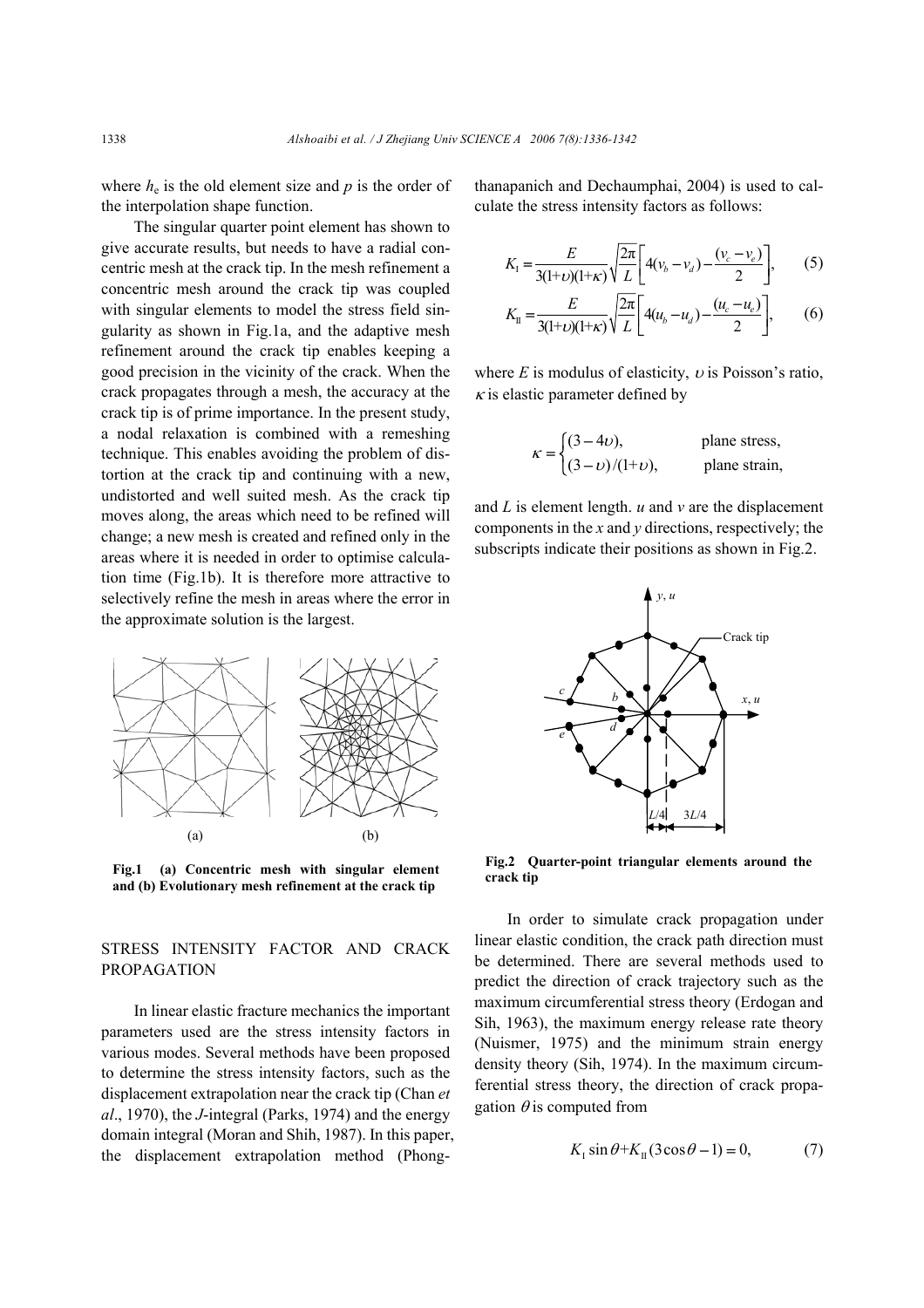where $h_e$ is the old element size and $p$ is the order of the interpolation shape function.

The singular quarter point element has shown to give accurate results, but needs to have a radial concentric mesh at the crack tip. In the mesh refinement a concentric mesh around the crack tip was coupled with singular elements to model the stress field singularity as shown in Fig.1a, and the adaptive mesh refinement around the crack tip enables keeping a good precision in the vicinity of the crack. When the crack propagates through a mesh, the accuracy at the crack tip is of prime importance. In the present study, a nodal relaxation is combined with a remeshing technique. This enables avoiding the problem of distortion at the crack tip and continuing with a new, undistorted and well suited mesh. As the crack tip moves along, the areas which need to be refined will change; a new mesh is created and refined only in the areas where it is needed in order to optimise calculation time (Fig.1b). It is therefore more attractive to selectively refine the mesh in areas where the error in the approximate solution is the largest.

**Fig.1 (a) Concentric mesh with singular element and (b) Evolutionary mesh refinement at the crack tip**

## STRESS INTENSITY FACTOR AND CRACK PROPAGATION

In linear elastic fracture mechanics the important parameters used are the stress intensity factors in various modes. Several methods have been proposed to determine the stress intensity factors, such as the displacement extrapolation near the crack tip (Chan *et al*., 1970), the *J*-integral (Parks, 1974) and the energy domain integral (Moran and Shih, 1987). In this paper, the displacement extrapolation method (Phongthanapanich and Dechaumphai, 2004) is used to calculate the stress intensity factors as follows:

$$K_{\mathrm{I}} = \frac{E}{3(1+\upsilon)(1+\kappa)}\sqrt{\frac{2\pi}{L}}\left[4(v_b - v_d) - \frac{(v_c - v_e)}{2}\right], \tag{5}$$

$$K_{\mathrm{II}} = \frac{E}{3(1+\upsilon)(1+\kappa)}\sqrt{\frac{2\pi}{L}}\left[4(u_b - u_d) - \frac{(u_c - u_e)}{2}\right], \tag{6}$$

where $E$ is modulus of elasticity, $\upsilon$ is Poisson's ratio, $\kappa$ is elastic parameter defined by

$$\kappa = \begin{cases} (3-4\upsilon), & \text{plane stress,} \\ (3-\upsilon)/(1+\upsilon), & \text{plane strain,} \end{cases}$$

and $L$ is element length. $u$ and $v$ are the displacement components in the $x$ and $y$ directions, respectively; the subscripts indicate their positions as shown in Fig.2.

**Fig.2 Quarter-point triangular elements around the crack tip**

In order to simulate crack propagation under linear elastic condition, the crack path direction must be determined. There are several methods used to predict the direction of crack trajectory such as the maximum circumferential stress theory (Erdogan and Sih, 1963), the maximum energy release rate theory (Nuismer, 1975) and the minimum strain energy density theory (Sih, 1974). In the maximum circumferential stress theory, the direction of crack propagation $\theta$ is computed from

$$K_{\mathrm{I}}\sin\theta + K_{\mathrm{II}}(3\cos\theta - 1) = 0, \tag{7}$$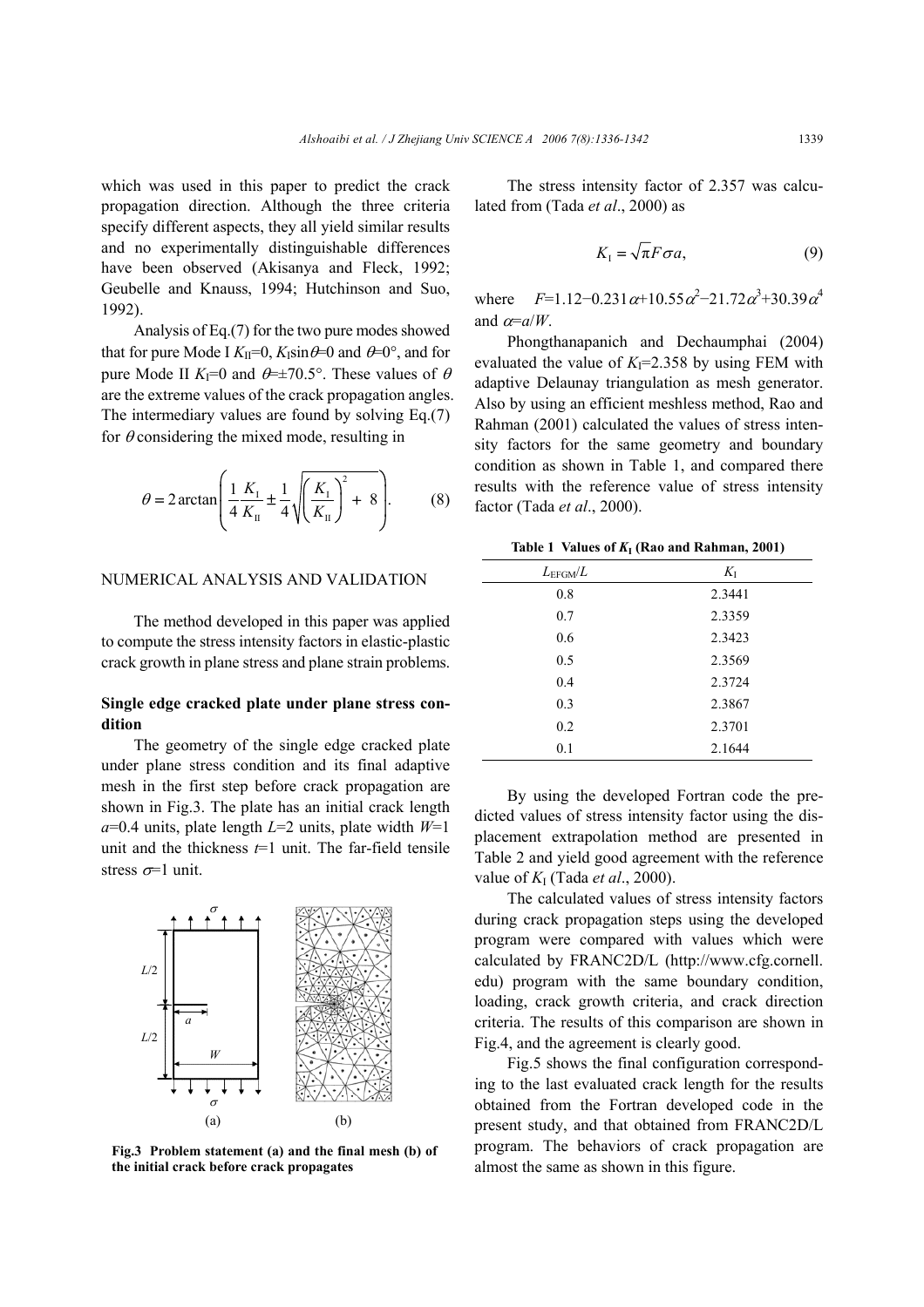which was used in this paper to predict the crack propagation direction. Although the three criteria specify different aspects, they all yield similar results and no experimentally distinguishable differences have been observed (Akisanya and Fleck, 1992; Geubelle and Knauss, 1994; Hutchinson and Suo, 1992).

Analysis of Eq.(7) for the two pure modes showed that for pure Mode I $K_{II}$=0, $K_I\sin\theta$=0 and $\theta$=0°, and for pure Mode II $K_I$=0 and $\theta$=±70.5°. These values of $\theta$ are the extreme values of the crack propagation angles. The intermediary values are found by solving Eq.(7) for $\theta$ considering the mixed mode, resulting in

$$\theta = 2\arctan\left(\frac{1}{4}\frac{K_{\mathrm{I}}}{K_{\mathrm{II}}} \pm \frac{1}{4}\sqrt{\left(\frac{K_{\mathrm{I}}}{K_{\mathrm{II}}}\right)^2 + 8}\right). \tag{8}$$

## NUMERICAL ANALYSIS AND VALIDATION

The method developed in this paper was applied to compute the stress intensity factors in elastic-plastic crack growth in plane stress and plane strain problems.

### Single edge cracked plate under plane stress condition

The geometry of the single edge cracked plate under plane stress condition and its final adaptive mesh in the first step before crack propagation are shown in Fig.3. The plate has an initial crack length $a$=0.4 units, plate length $L$=2 units, plate width $W$=1 unit and the thickness $t$=1 unit. The far-field tensile stress $\sigma$=1 unit.

**Fig.3 Problem statement (a) and the final mesh (b) of the initial crack before crack propagates**

The stress intensity factor of 2.357 was calculated from (Tada *et al*., 2000) as

$$K_{\mathrm{I}} = \sqrt{\pi} F\sigma a, \tag{9}$$

where $F$=1.12−0.231$\alpha$+10.55$\alpha^2$−21.72$\alpha^3$+30.39$\alpha^4$ and $\alpha$=$a$/$W$.

Phongthanapanich and Dechaumphai (2004) evaluated the value of $K_I$=2.358 by using FEM with adaptive Delaunay triangulation as mesh generator. Also by using an efficient meshless method, Rao and Rahman (2001) calculated the values of stress intensity factors for the same geometry and boundary condition as shown in Table 1, and compared there results with the reference value of stress intensity factor (Tada *et al*., 2000).

**Table 1 Values of $K_I$ (Rao and Rahman, 2001)**

| $L_{EFGM}/L$ | $K_I$ |
|---|---|
| 0.8 | 2.3441 |
| 0.7 | 2.3359 |
| 0.6 | 2.3423 |
| 0.5 | 2.3569 |
| 0.4 | 2.3724 |
| 0.3 | 2.3867 |
| 0.2 | 2.3701 |
| 0.1 | 2.1644 |

By using the developed Fortran code the predicted values of stress intensity factor using the displacement extrapolation method are presented in Table 2 and yield good agreement with the reference value of $K_I$ (Tada *et al*., 2000).

The calculated values of stress intensity factors during crack propagation steps using the developed program were compared with values which were calculated by FRANC2D/L (http://www.cfg.cornell.edu) program with the same boundary condition, loading, crack growth criteria, and crack direction criteria. The results of this comparison are shown in Fig.4, and the agreement is clearly good.

Fig.5 shows the final configuration corresponding to the last evaluated crack length for the results obtained from the Fortran developed code in the present study, and that obtained from FRANC2D/L program. The behaviors of crack propagation are almost the same as shown in this figure.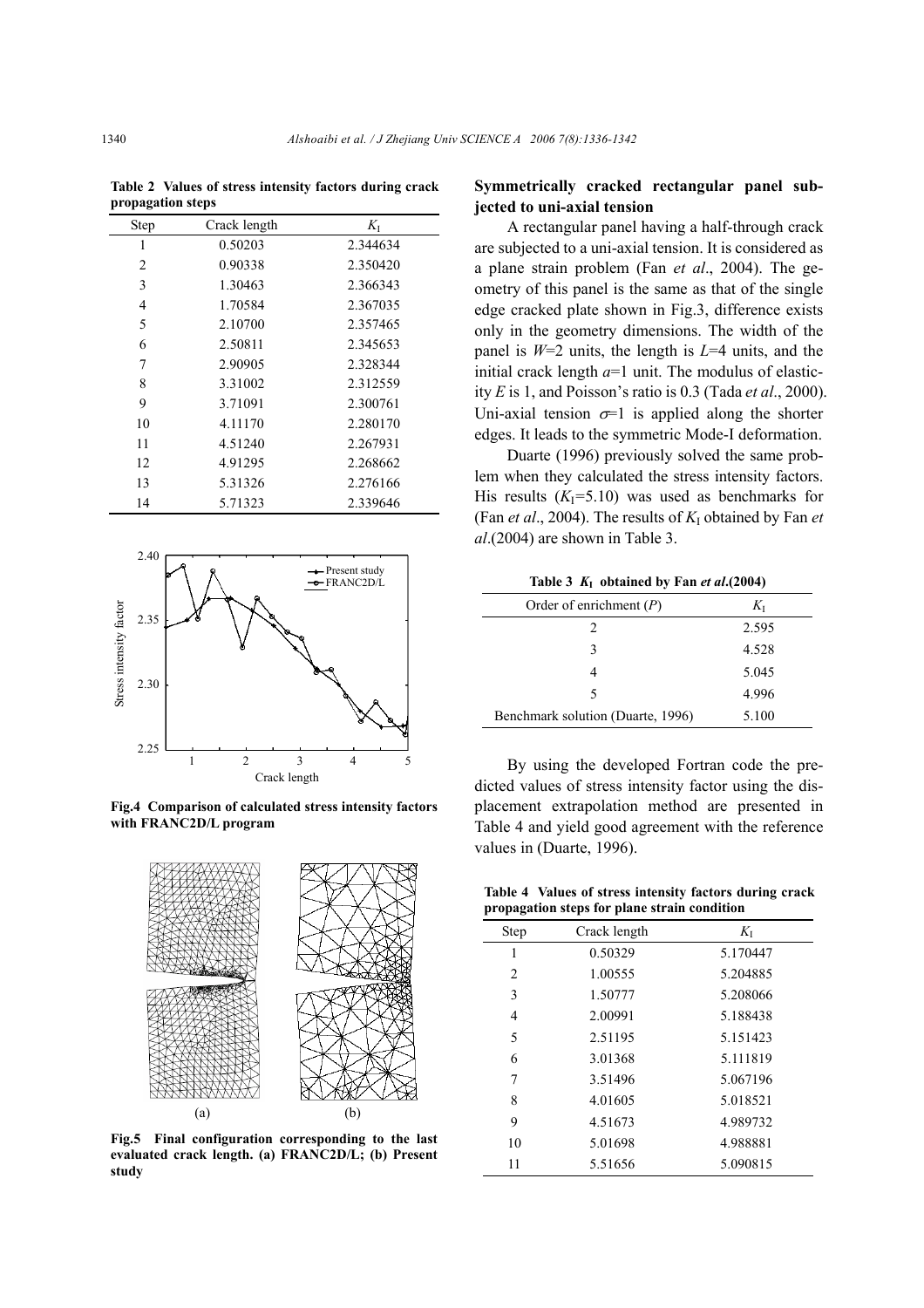**Table 2 Values of stress intensity factors during crack propagation steps**

| Step | Crack length | $K_I$ |
|---|---|---|
| 1 | 0.50203 | 2.344634 |
| 2 | 0.90338 | 2.350420 |
| 3 | 1.30463 | 2.366343 |
| 4 | 1.70584 | 2.367035 |
| 5 | 2.10700 | 2.357465 |
| 6 | 2.50811 | 2.345653 |
| 7 | 2.90905 | 2.328344 |
| 8 | 3.31002 | 2.312559 |
| 9 | 3.71091 | 2.300761 |
| 10 | 4.11170 | 2.280170 |
| 11 | 4.51240 | 2.267931 |
| 12 | 4.91295 | 2.268662 |
| 13 | 5.31326 | 2.276166 |
| 14 | 5.71323 | 2.339646 |

**Fig.4 Comparison of calculated stress intensity factors with FRANC2D/L program**

**Fig.5 Final configuration corresponding to the last evaluated crack length. (a) FRANC2D/L; (b) Present study**

### Symmetrically cracked rectangular panel subjected to uni-axial tension

A rectangular panel having a half-through crack are subjected to a uni-axial tension. It is considered as a plane strain problem (Fan *et al*., 2004). The geometry of this panel is the same as that of the single edge cracked plate shown in Fig.3, difference exists only in the geometry dimensions. The width of the panel is $W$=2 units, the length is $L$=4 units, and the initial crack length $a$=1 unit. The modulus of elasticity $E$ is 1, and Poisson's ratio is 0.3 (Tada *et al*., 2000). Uni-axial tension $\sigma$=1 is applied along the shorter edges. It leads to the symmetric Mode-I deformation.

Duarte (1996) previously solved the same problem when they calculated the stress intensity factors. His results ($K_I$=5.10) was used as benchmarks for (Fan *et al*., 2004). The results of $K_I$ obtained by Fan *et al*.(2004) are shown in Table 3.

**Table 3 $K_I$ obtained by Fan *et al*.(2004)**

| Order of enrichment ($P$) | $K_I$ |
|---|---|
| 2 | 2.595 |
| 3 | 4.528 |
| 4 | 5.045 |
| 5 | 4.996 |
| Benchmark solution (Duarte, 1996) | 5.100 |

By using the developed Fortran code the predicted values of stress intensity factor using the displacement extrapolation method are presented in Table 4 and yield good agreement with the reference values in (Duarte, 1996).

**Table 4 Values of stress intensity factors during crack propagation steps for plane strain condition**

| Step | Crack length | $K_I$ |
|---|---|---|
| 1 | 0.50329 | 5.170447 |
| 2 | 1.00555 | 5.204885 |
| 3 | 1.50777 | 5.208066 |
| 4 | 2.00991 | 5.188438 |
| 5 | 2.51195 | 5.151423 |
| 6 | 3.01368 | 5.111819 |
| 7 | 3.51496 | 5.067196 |
| 8 | 4.01605 | 5.018521 |
| 9 | 4.51673 | 4.989732 |
| 10 | 5.01698 | 4.988881 |
| 11 | 5.51656 | 5.090815 |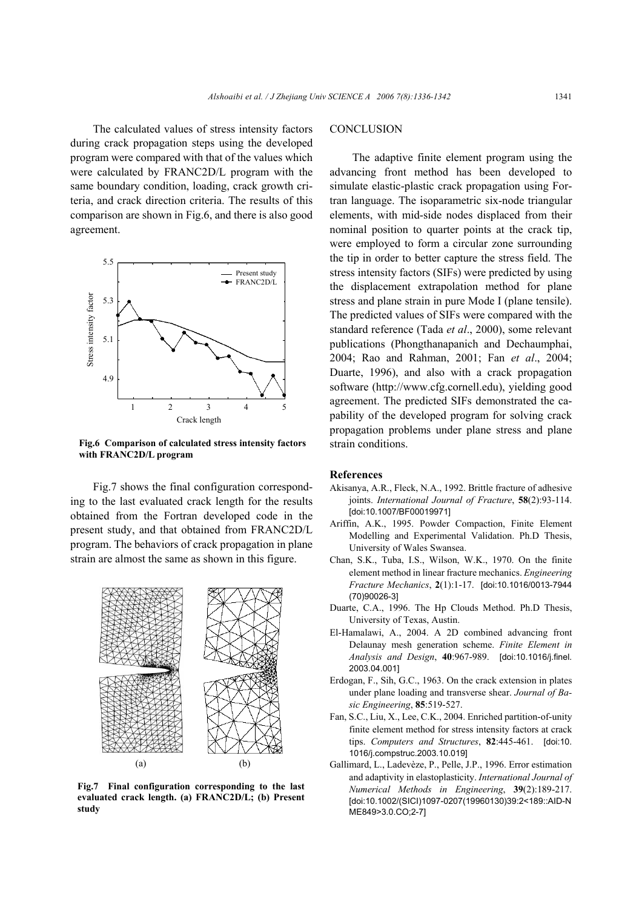The calculated values of stress intensity factors during crack propagation steps using the developed program were compared with that of the values which were calculated by FRANC2D/L program with the same boundary condition, loading, crack growth criteria, and crack direction criteria. The results of this comparison are shown in Fig.6, and there is also good agreement.

**Fig.6 Comparison of calculated stress intensity factors with FRANC2D/L program**

Fig.7 shows the final configuration corresponding to the last evaluated crack length for the results obtained from the Fortran developed code in the present study, and that obtained from FRANC2D/L program. The behaviors of crack propagation in plane strain are almost the same as shown in this figure.

**Fig.7 Final configuration corresponding to the last evaluated crack length. (a) FRANC2D/L; (b) Present study**

## CONCLUSION

The adaptive finite element program using the advancing front method has been developed to simulate elastic-plastic crack propagation using Fortran language. The isoparametric six-node triangular elements, with mid-side nodes displaced from their nominal position to quarter points at the crack tip, were employed to form a circular zone surrounding the tip in order to better capture the stress field. The stress intensity factors (SIFs) were predicted by using the displacement extrapolation method for plane stress and plane strain in pure Mode I (plane tensile). The predicted values of SIFs were compared with the standard reference (Tada *et al*., 2000), some relevant publications (Phongthanapanich and Dechaumphai, 2004; Rao and Rahman, 2001; Fan *et al*., 2004; Duarte, 1996), and also with a crack propagation software (http://www.cfg.cornell.edu), yielding good agreement. The predicted SIFs demonstrated the capability of the developed program for solving crack propagation problems under plane stress and plane strain conditions.

## References

Akisanya, A.R., Fleck, N.A., 1992. Brittle fracture of adhesive joints. *International Journal of Fracture*, **58**(2):93-114. [doi:10.1007/BF00019971]

Ariffin, A.K., 1995. Powder Compaction, Finite Element Modelling and Experimental Validation. Ph.D Thesis, University of Wales Swansea.

Chan, S.K., Tuba, I.S., Wilson, W.K., 1970. On the finite element method in linear fracture mechanics. *Engineering Fracture Mechanics*, **2**(1):1-17. [doi:10.1016/0013-7944(70)90026-3]

Duarte, C.A., 1996. The Hp Clouds Method. Ph.D Thesis, University of Texas, Austin.

El-Hamalawi, A., 2004. A 2D combined advancing front Delaunay mesh generation scheme. *Finite Element in Analysis and Design*, **40**:967-989. [doi:10.1016/j.finel.2003.04.001]

Erdogan, F., Sih, G.C., 1963. On the crack extension in plates under plane loading and transverse shear. *Journal of Basic Engineering*, **85**:519-527.

Fan, S.C., Liu, X., Lee, C.K., 2004. Enriched partition-of-unity finite element method for stress intensity factors at crack tips. *Computers and Structures*, **82**:445-461. [doi:10.1016/j.compstruc.2003.10.019]

Gallimard, L., Ladevèze, P., Pelle, J.P., 1996. Error estimation and adaptivity in elastoplasticity. *International Journal of Numerical Methods in Engineering*, **39**(2):189-217. [doi:10.1002/(SICI)1097-0207(19960130)39:2<189::AID-NME849>3.0.CO;2-7]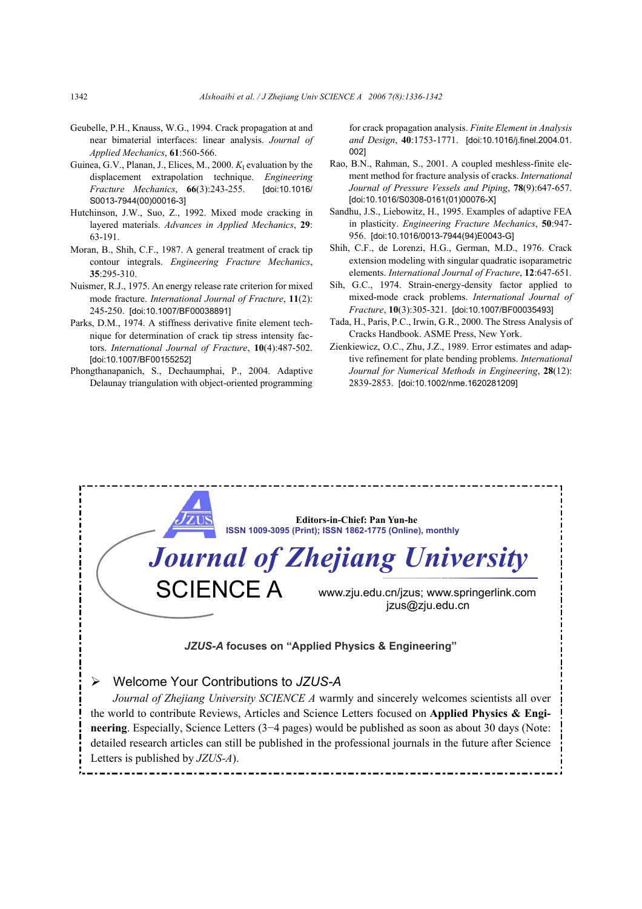Geubelle, P.H., Knauss, W.G., 1994. Crack propagation at and near bimaterial interfaces: linear analysis. *Journal of Applied Mechanics*, **61**:560-566.

Guinea, G.V., Planan, J., Elices, M., 2000. $K_I$ evaluation by the displacement extrapolation technique. *Engineering Fracture Mechanics*, **66**(3):243-255. [doi:10.1016/S0013-7944(00)00016-3]

Hutchinson, J.W., Suo, Z., 1992. Mixed mode cracking in layered materials. *Advances in Applied Mechanics*, **29**:63-191.

Moran, B., Shih, C.F., 1987. A general treatment of crack tip contour integrals. *Engineering Fracture Mechanics*, **35**:295-310.

Nuismer, R.J., 1975. An energy release rate criterion for mixed mode fracture. *International Journal of Fracture*, **11**(2):245-250. [doi:10.1007/BF00038891]

Parks, D.M., 1974. A stiffness derivative finite element technique for determination of crack tip stress intensity factors. *International Journal of Fracture*, **10**(4):487-502. [doi:10.1007/BF00155252]

Phongthanapanich, S., Dechaumphai, P., 2004. Adaptive Delaunay triangulation with object-oriented programming for crack propagation analysis. *Finite Element in Analysis and Design*, **40**:1753-1771. [doi:10.1016/j.finel.2004.01.002]

Rao, B.N., Rahman, S., 2001. A coupled meshless-finite element method for fracture analysis of cracks. *International Journal of Pressure Vessels and Piping*, **78**(9):647-657. [doi:10.1016/S0308-0161(01)00076-X]

Sandhu, J.S., Liebowitz, H., 1995. Examples of adaptive FEA in plasticity. *Engineering Fracture Mechanics*, **50**:947-956. [doi:10.1016/0013-7944(94)E0043-G]

Shih, C.F., de Lorenzi, H.G., German, M.D., 1976. Crack extension modeling with singular quadratic isoparametric elements. *International Journal of Fracture*, **12**:647-651.

Sih, G.C., 1974. Strain-energy-density factor applied to mixed-mode crack problems. *International Journal of Fracture*, **10**(3):305-321. [doi:10.1007/BF00035493]

Tada, H., Paris, P.C., Irwin, G.R., 2000. The Stress Analysis of Cracks Handbook. ASME Press, New York.

Zienkiewicz, O.C., Zhu, J.Z., 1989. Error estimates and adaptive refinement for plate bending problems. *International Journal for Numerical Methods in Engineering*, **28**(12):2839-2853. [doi:10.1002/nme.1620281209]

---

**Editors-in-Chief: Pan Yun-he**

**ISSN 1009-3095 (Print); ISSN 1862-1775 (Online), monthly**

# *Journal of Zhejiang University*

## SCIENCE A

www.zju.edu.cn/jzus; www.springerlink.com

jzus@zju.edu.cn

***JZUS-A*** **focuses on "Applied Physics & Engineering"**

➢ Welcome Your Contributions to *JZUS-A*

*Journal of Zhejiang University SCIENCE A* warmly and sincerely welcomes scientists all over the world to contribute Reviews, Articles and Science Letters focused on **Applied Physics & Engineering**. Especially, Science Letters (3−4 pages) would be published as soon as about 30 days (Note: detailed research articles can still be published in the professional journals in the future after Science Letters is published by *JZUS-A*).